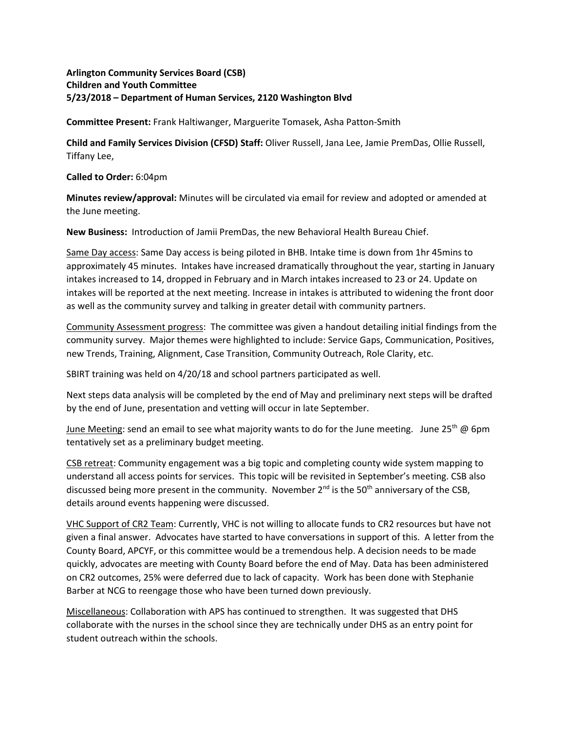**Arlington Community Services Board (CSB)**
**Children and Youth Committee**
**5/23/2018 – Department of Human Services, 2120 Washington Blvd**

**Committee Present:** Frank Haltiwanger, Marguerite Tomasek, Asha Patton-Smith

**Child and Family Services Division (CFSD) Staff:** Oliver Russell, Jana Lee, Jamie PremDas, Ollie Russell, Tiffany Lee,

**Called to Order:** 6:04pm

**Minutes review/approval:** Minutes will be circulated via email for review and adopted or amended at the June meeting.

**New Business:** Introduction of Jamii PremDas, the new Behavioral Health Bureau Chief.

<u>Same Day access</u>: Same Day access is being piloted in BHB. Intake time is down from 1hr 45mins to approximately 45 minutes. Intakes have increased dramatically throughout the year, starting in January intakes increased to 14, dropped in February and in March intakes increased to 23 or 24. Update on intakes will be reported at the next meeting. Increase in intakes is attributed to widening the front door as well as the community survey and talking in greater detail with community partners.

<u>Community Assessment progress</u>: The committee was given a handout detailing initial findings from the community survey. Major themes were highlighted to include: Service Gaps, Communication, Positives, new Trends, Training, Alignment, Case Transition, Community Outreach, Role Clarity, etc.

SBIRT training was held on 4/20/18 and school partners participated as well.

Next steps data analysis will be completed by the end of May and preliminary next steps will be drafted by the end of June, presentation and vetting will occur in late September.

<u>June Meeting</u>: send an email to see what majority wants to do for the June meeting. June 25th @ 6pm tentatively set as a preliminary budget meeting.

<u>CSB retreat</u>: Community engagement was a big topic and completing county wide system mapping to understand all access points for services. This topic will be revisited in September's meeting. CSB also discussed being more present in the community. November 2nd is the 50th anniversary of the CSB, details around events happening were discussed.

<u>VHC Support of CR2 Team</u>: Currently, VHC is not willing to allocate funds to CR2 resources but have not given a final answer. Advocates have started to have conversations in support of this. A letter from the County Board, APCYF, or this committee would be a tremendous help. A decision needs to be made quickly, advocates are meeting with County Board before the end of May. Data has been administered on CR2 outcomes, 25% were deferred due to lack of capacity. Work has been done with Stephanie Barber at NCG to reengage those who have been turned down previously.

<u>Miscellaneous</u>: Collaboration with APS has continued to strengthen. It was suggested that DHS collaborate with the nurses in the school since they are technically under DHS as an entry point for student outreach within the schools.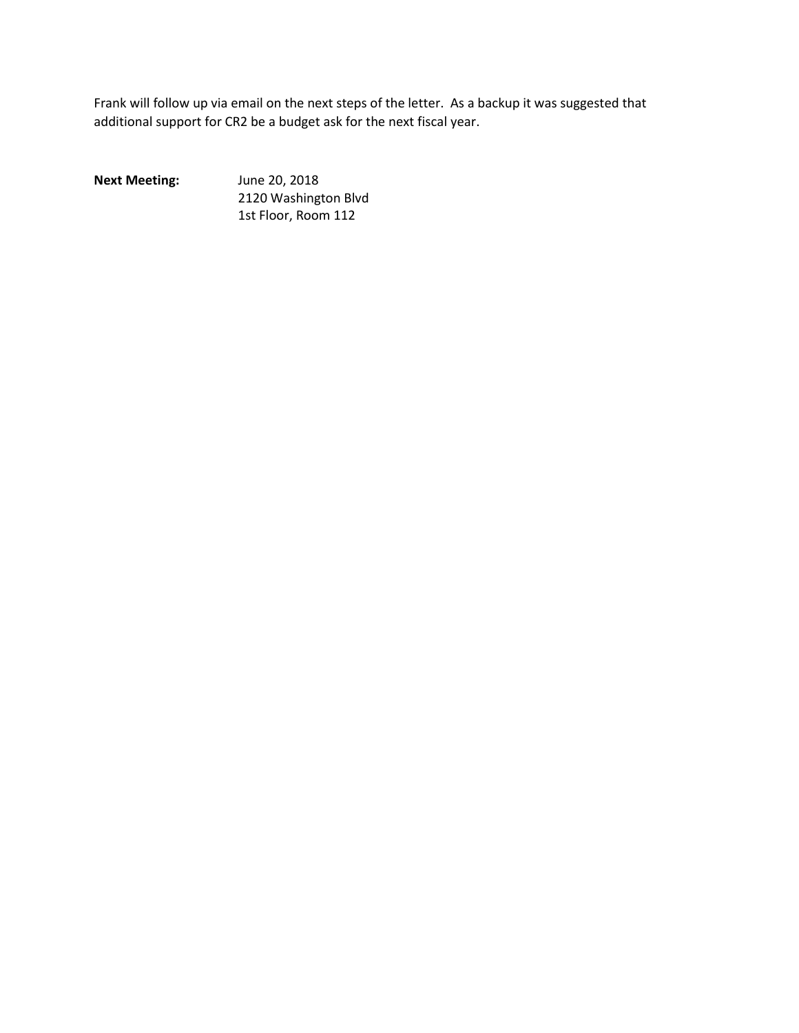Frank will follow up via email on the next steps of the letter.  As a backup it was suggested that additional support for CR2 be a budget ask for the next fiscal year.

**Next Meeting:** June 20, 2018
2120 Washington Blvd
1st Floor, Room 112